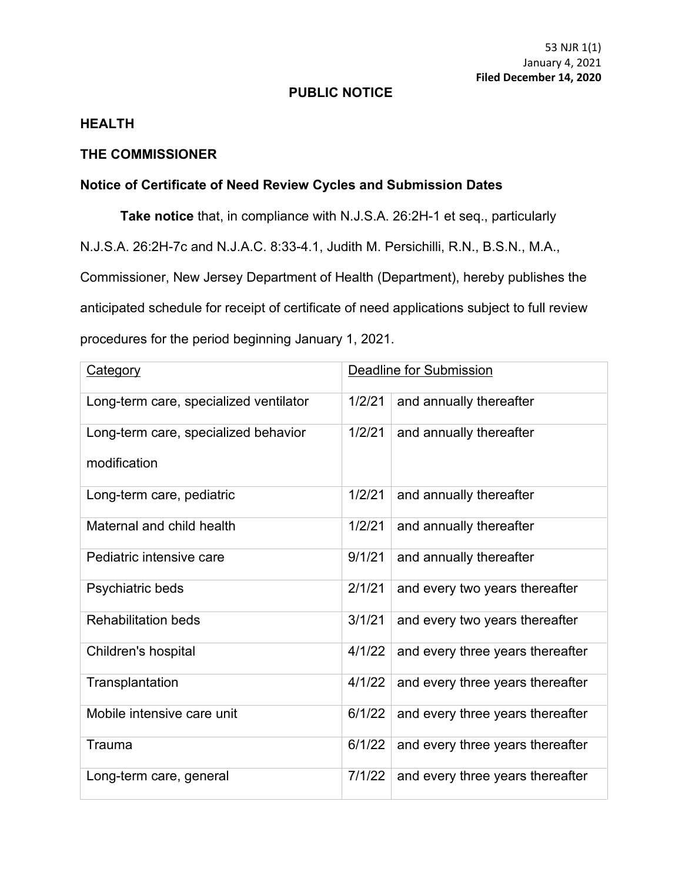53 NJR 1(1)
January 4, 2021
**Filed December 14, 2020**

## PUBLIC NOTICE

### HEALTH

### THE COMMISSIONER

### Notice of Certificate of Need Review Cycles and Submission Dates

**Take notice** that, in compliance with N.J.S.A. 26:2H-1 et seq., particularly N.J.S.A. 26:2H-7c and N.J.A.C. 8:33-4.1, Judith M. Persichilli, R.N., B.S.N., M.A., Commissioner, New Jersey Department of Health (Department), hereby publishes the anticipated schedule for receipt of certificate of need applications subject to full review procedures for the period beginning January 1, 2021.

| Category | Deadline for Submission | |
|---|---|---|
| Long-term care, specialized ventilator | 1/2/21 | and annually thereafter |
| Long-term care, specialized behavior modification | 1/2/21 | and annually thereafter |
| Long-term care, pediatric | 1/2/21 | and annually thereafter |
| Maternal and child health | 1/2/21 | and annually thereafter |
| Pediatric intensive care | 9/1/21 | and annually thereafter |
| Psychiatric beds | 2/1/21 | and every two years thereafter |
| Rehabilitation beds | 3/1/21 | and every two years thereafter |
| Children's hospital | 4/1/22 | and every three years thereafter |
| Transplantation | 4/1/22 | and every three years thereafter |
| Mobile intensive care unit | 6/1/22 | and every three years thereafter |
| Trauma | 6/1/22 | and every three years thereafter |
| Long-term care, general | 7/1/22 | and every three years thereafter |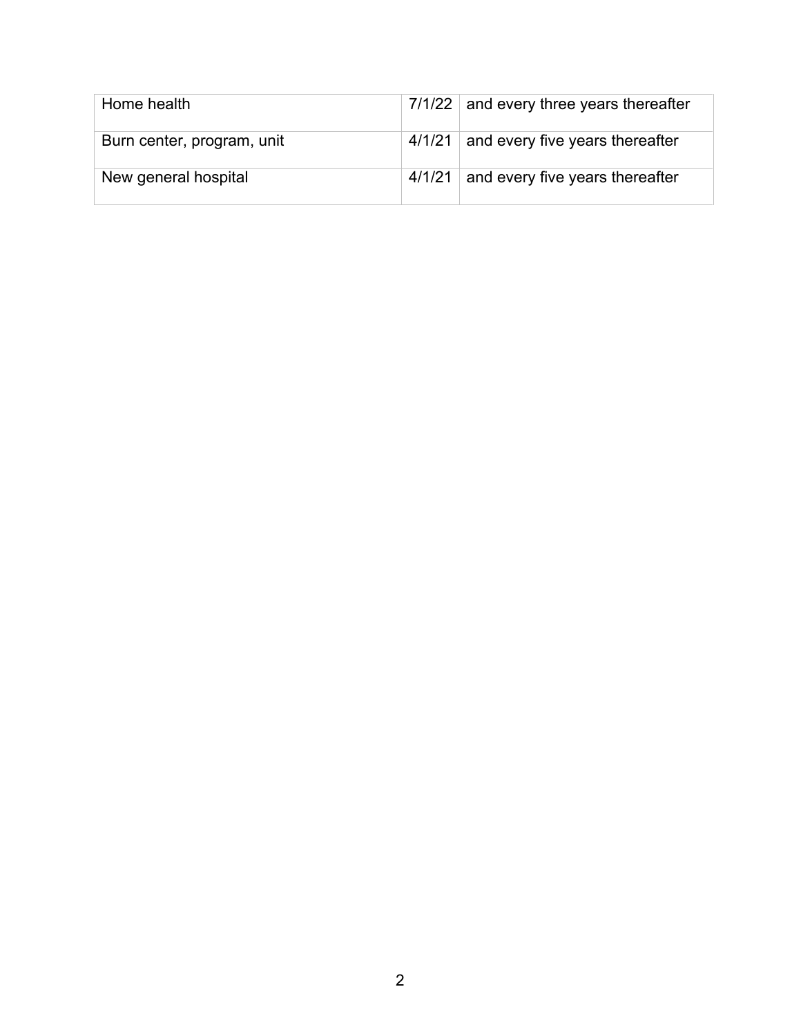| | | |
|---|---|---|
| Home health | 7/1/22 | and every three years thereafter |
| Burn center, program, unit | 4/1/21 | and every five years thereafter |
| New general hospital | 4/1/21 | and every five years thereafter |